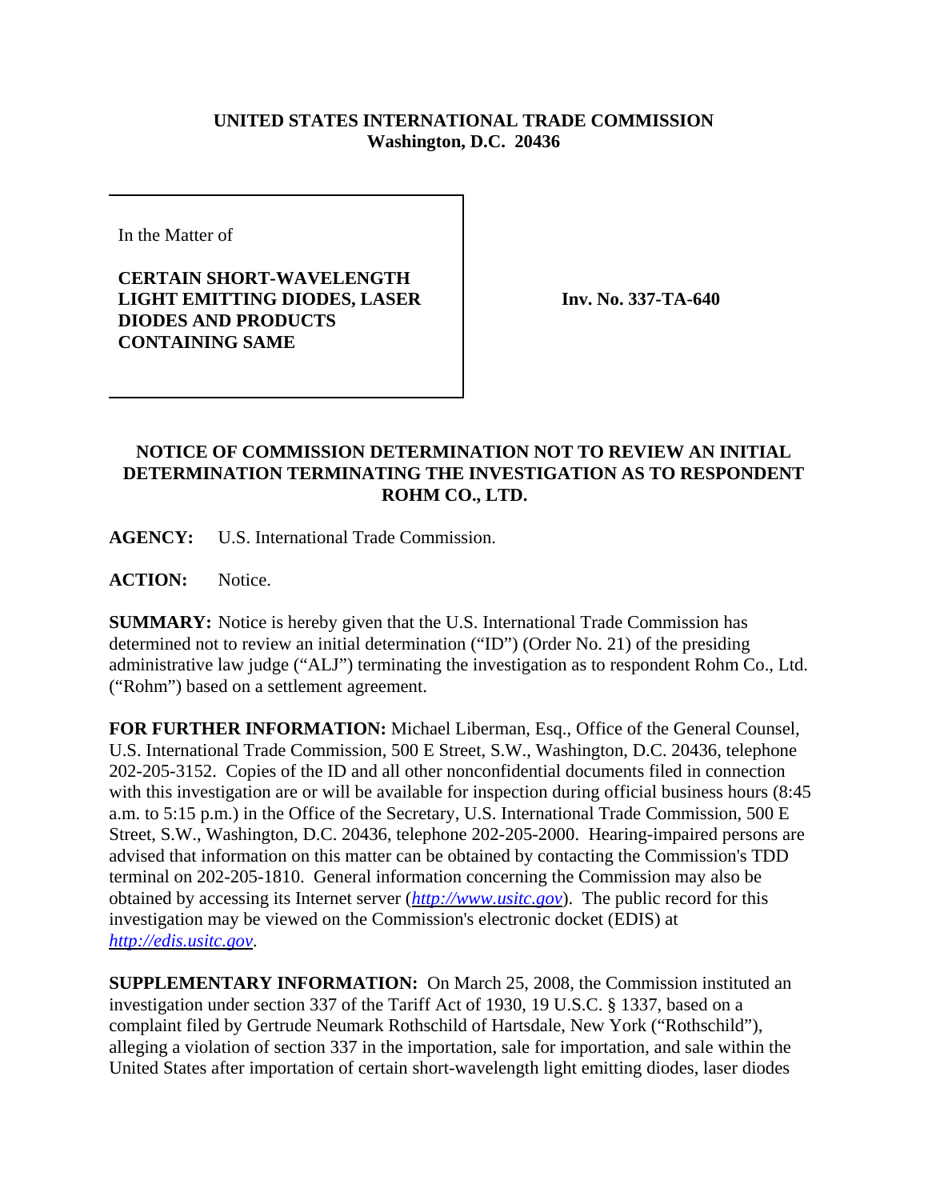**UNITED STATES INTERNATIONAL TRADE COMMISSION**
**Washington, D.C. 20436**

In the Matter of

**CERTAIN SHORT-WAVELENGTH LIGHT EMITTING DIODES, LASER DIODES AND PRODUCTS CONTAINING SAME**

**Inv. No. 337-TA-640**

**NOTICE OF COMMISSION DETERMINATION NOT TO REVIEW AN INITIAL DETERMINATION TERMINATING THE INVESTIGATION AS TO RESPONDENT ROHM CO., LTD.**

**AGENCY:** U.S. International Trade Commission.

**ACTION:** Notice.

**SUMMARY:** Notice is hereby given that the U.S. International Trade Commission has determined not to review an initial determination ("ID") (Order No. 21) of the presiding administrative law judge ("ALJ") terminating the investigation as to respondent Rohm Co., Ltd. ("Rohm") based on a settlement agreement.

**FOR FURTHER INFORMATION:** Michael Liberman, Esq., Office of the General Counsel, U.S. International Trade Commission, 500 E Street, S.W., Washington, D.C. 20436, telephone 202-205-3152. Copies of the ID and all other nonconfidential documents filed in connection with this investigation are or will be available for inspection during official business hours (8:45 a.m. to 5:15 p.m.) in the Office of the Secretary, U.S. International Trade Commission, 500 E Street, S.W., Washington, D.C. 20436, telephone 202-205-2000. Hearing-impaired persons are advised that information on this matter can be obtained by contacting the Commission's TDD terminal on 202-205-1810. General information concerning the Commission may also be obtained by accessing its Internet server (*http://www.usitc.gov*). The public record for this investigation may be viewed on the Commission's electronic docket (EDIS) at *http://edis.usitc.gov*.

**SUPPLEMENTARY INFORMATION:** On March 25, 2008, the Commission instituted an investigation under section 337 of the Tariff Act of 1930, 19 U.S.C. § 1337, based on a complaint filed by Gertrude Neumark Rothschild of Hartsdale, New York ("Rothschild"), alleging a violation of section 337 in the importation, sale for importation, and sale within the United States after importation of certain short-wavelength light emitting diodes, laser diodes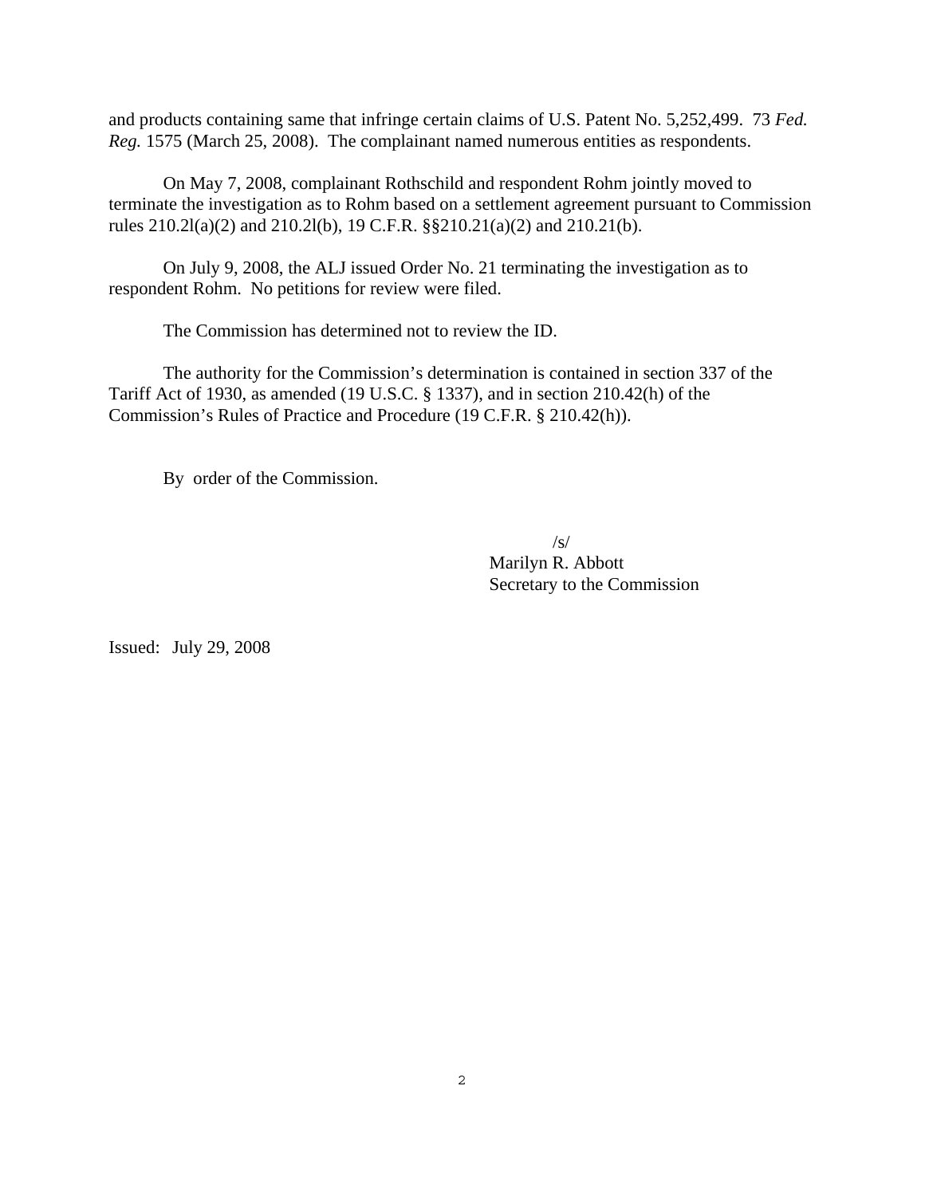and products containing same that infringe certain claims of U.S. Patent No. 5,252,499. 73 *Fed. Reg.* 1575 (March 25, 2008). The complainant named numerous entities as respondents.

On May 7, 2008, complainant Rothschild and respondent Rohm jointly moved to terminate the investigation as to Rohm based on a settlement agreement pursuant to Commission rules 210.2l(a)(2) and 210.2l(b), 19 C.F.R. §§210.21(a)(2) and 210.21(b).

On July 9, 2008, the ALJ issued Order No. 21 terminating the investigation as to respondent Rohm. No petitions for review were filed.

The Commission has determined not to review the ID.

The authority for the Commission's determination is contained in section 337 of the Tariff Act of 1930, as amended (19 U.S.C. § 1337), and in section 210.42(h) of the Commission's Rules of Practice and Procedure (19 C.F.R. § 210.42(h)).

By order of the Commission.

/s/
Marilyn R. Abbott
Secretary to the Commission

Issued: July 29, 2008